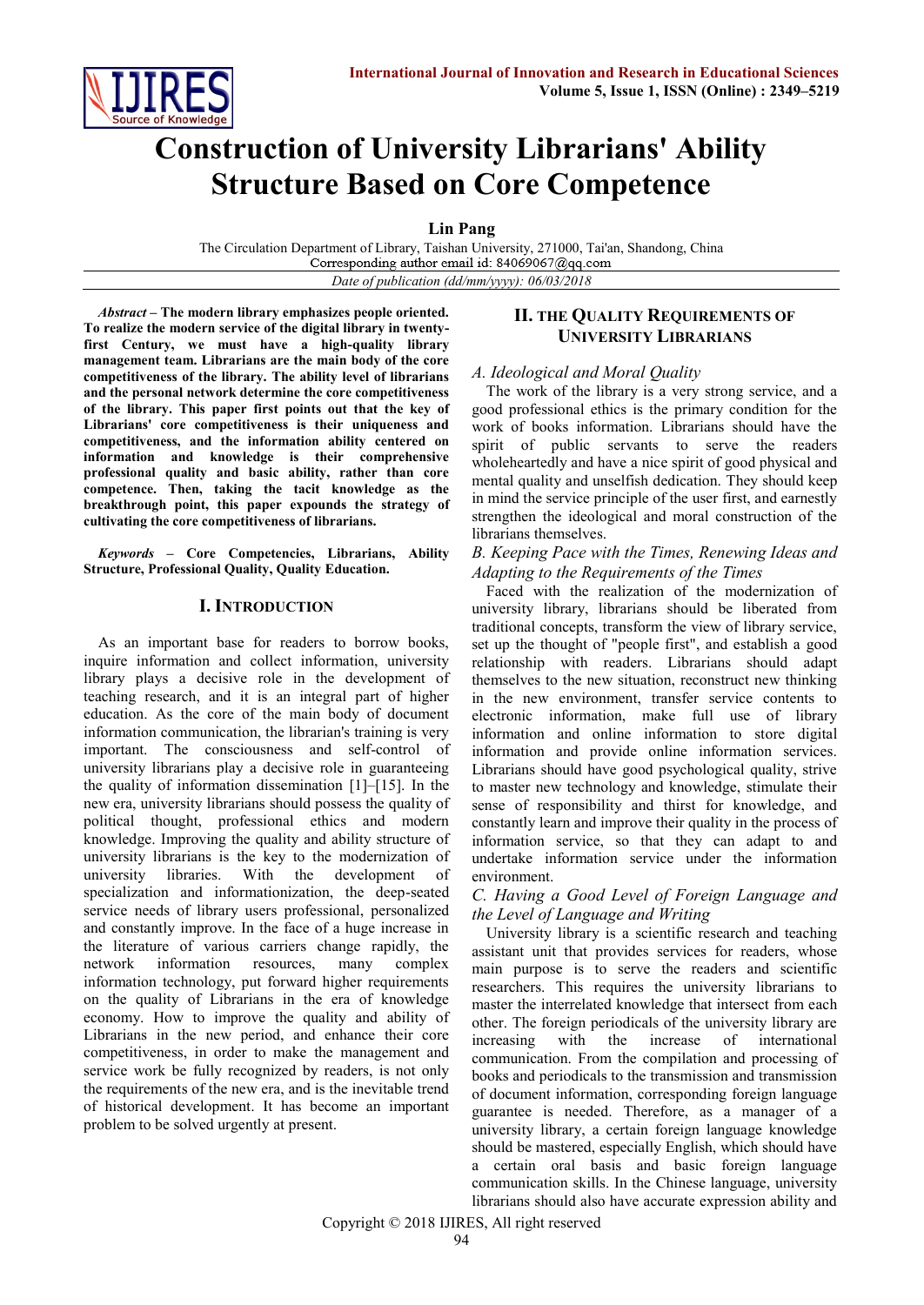# Construction of University Librarians' Ability Structure Based on Core Competence

**Lin Pang**

The Circulation Department of Library, Taishan University, 271000, Tai'an, Shandong, China
Corresponding author email id: 84069067@qq.com

*Date of publication (dd/mm/yyyy): 06/03/2018*

***Abstract* – The modern library emphasizes people oriented. To realize the modern service of the digital library in twenty-first Century, we must have a high-quality library management team. Librarians are the main body of the core competitiveness of the library. The ability level of librarians and the personal network determine the core competitiveness of the library. This paper first points out that the key of Librarians' core competitiveness is their uniqueness and competitiveness, and the information ability centered on information and knowledge is their comprehensive professional quality and basic ability, rather than core competence. Then, taking the tacit knowledge as the breakthrough point, this paper expounds the strategy of cultivating the core competitiveness of librarians.**

***Keywords* – Core Competencies, Librarians, Ability Structure, Professional Quality, Quality Education.**

## I. Introduction

As an important base for readers to borrow books, inquire information and collect information, university library plays a decisive role in the development of teaching research, and it is an integral part of higher education. As the core of the main body of document information communication, the librarian's training is very important. The consciousness and self-control of university librarians play a decisive role in guaranteeing the quality of information dissemination [1]–[15]. In the new era, university librarians should possess the quality of political thought, professional ethics and modern knowledge. Improving the quality and ability structure of university librarians is the key to the modernization of university libraries. With the development of specialization and informationization, the deep-seated service needs of library users professional, personalized and constantly improve. In the face of a huge increase in the literature of various carriers change rapidly, the network information resources, many complex information technology, put forward higher requirements on the quality of Librarians in the era of knowledge economy. How to improve the quality and ability of Librarians in the new period, and enhance their core competitiveness, in order to make the management and service work be fully recognized by readers, is not only the requirements of the new era, and is the inevitable trend of historical development. It has become an important problem to be solved urgently at present.

## II. The Quality Requirements of University Librarians

### *A. Ideological and Moral Quality*

The work of the library is a very strong service, and a good professional ethics is the primary condition for the work of books information. Librarians should have the spirit of public servants to serve the readers wholeheartedly and have a nice spirit of good physical and mental quality and unselfish dedication. They should keep in mind the service principle of the user first, and earnestly strengthen the ideological and moral construction of the librarians themselves.

### *B. Keeping Pace with the Times, Renewing Ideas and Adapting to the Requirements of the Times*

Faced with the realization of the modernization of university library, librarians should be liberated from traditional concepts, transform the view of library service, set up the thought of "people first", and establish a good relationship with readers. Librarians should adapt themselves to the new situation, reconstruct new thinking in the new environment, transfer service contents to electronic information, make full use of library information and online information to store digital information and provide online information services. Librarians should have good psychological quality, strive to master new technology and knowledge, stimulate their sense of responsibility and thirst for knowledge, and constantly learn and improve their quality in the process of information service, so that they can adapt to and undertake information service under the information environment.

### *C. Having a Good Level of Foreign Language and the Level of Language and Writing*

University library is a scientific research and teaching assistant unit that provides services for readers, whose main purpose is to serve the readers and scientific researchers. This requires the university librarians to master the interrelated knowledge that intersect from each other. The foreign periodicals of the university library are increasing with the increase of international communication. From the compilation and processing of books and periodicals to the transmission and transmission of document information, corresponding foreign language guarantee is needed. Therefore, as a manager of a university library, a certain foreign language knowledge should be mastered, especially English, which should have a certain oral basis and basic foreign language communication skills. In the Chinese language, university librarians should also have accurate expression ability and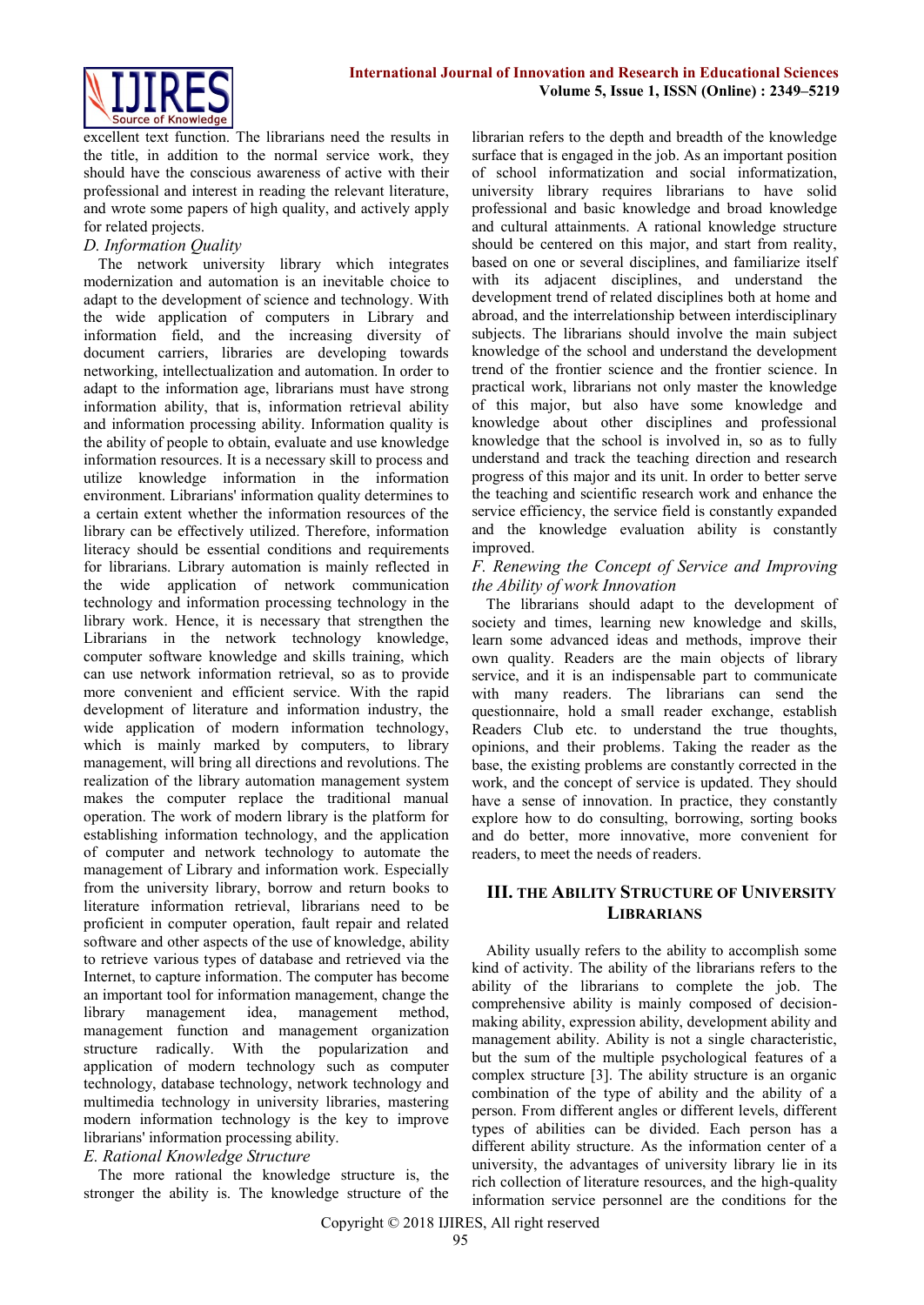excellent text function. The librarians need the results in the title, in addition to the normal service work, they should have the conscious awareness of active with their professional and interest in reading the relevant literature, and wrote some papers of high quality, and actively apply for related projects.

### D. Information Quality

The network university library which integrates modernization and automation is an inevitable choice to adapt to the development of science and technology. With the wide application of computers in Library and information field, and the increasing diversity of document carriers, libraries are developing towards networking, intellectualization and automation. In order to adapt to the information age, librarians must have strong information ability, that is, information retrieval ability and information processing ability. Information quality is the ability of people to obtain, evaluate and use knowledge information resources. It is a necessary skill to process and utilize knowledge information in the information environment. Librarians' information quality determines to a certain extent whether the information resources of the library can be effectively utilized. Therefore, information literacy should be essential conditions and requirements for librarians. Library automation is mainly reflected in the wide application of network communication technology and information processing technology in the library work. Hence, it is necessary that strengthen the Librarians in the network technology knowledge, computer software knowledge and skills training, which can use network information retrieval, so as to provide more convenient and efficient service. With the rapid development of literature and information industry, the wide application of modern information technology, which is mainly marked by computers, to library management, will bring all directions and revolutions. The realization of the library automation management system makes the computer replace the traditional manual operation. The work of modern library is the platform for establishing information technology, and the application of computer and network technology to automate the management of Library and information work. Especially from the university library, borrow and return books to literature information retrieval, librarians need to be proficient in computer operation, fault repair and related software and other aspects of the use of knowledge, ability to retrieve various types of database and retrieved via the Internet, to capture information. The computer has become an important tool for information management, change the library management idea, management method, management function and management organization structure radically. With the popularization and application of modern technology such as computer technology, database technology, network technology and multimedia technology in university libraries, mastering modern information technology is the key to improve librarians' information processing ability.

### E. Rational Knowledge Structure

The more rational the knowledge structure is, the stronger the ability is. The knowledge structure of the librarian refers to the depth and breadth of the knowledge surface that is engaged in the job. As an important position of school informatization and social informatization, university library requires librarians to have solid professional and basic knowledge and broad knowledge and cultural attainments. A rational knowledge structure should be centered on this major, and start from reality, based on one or several disciplines, and familiarize itself with its adjacent disciplines, and understand the development trend of related disciplines both at home and abroad, and the interrelationship between interdisciplinary subjects. The librarians should involve the main subject knowledge of the school and understand the development trend of the frontier science and the frontier science. In practical work, librarians not only master the knowledge of this major, but also have some knowledge and knowledge about other disciplines and professional knowledge that the school is involved in, so as to fully understand and track the teaching direction and research progress of this major and its unit. In order to better serve the teaching and scientific research work and enhance the service efficiency, the service field is constantly expanded and the knowledge evaluation ability is constantly improved.

### F. Renewing the Concept of Service and Improving the Ability of work Innovation

The librarians should adapt to the development of society and times, learning new knowledge and skills, learn some advanced ideas and methods, improve their own quality. Readers are the main objects of library service, and it is an indispensable part to communicate with many readers. The librarians can send the questionnaire, hold a small reader exchange, establish Readers Club etc. to understand the true thoughts, opinions, and their problems. Taking the reader as the base, the existing problems are constantly corrected in the work, and the concept of service is updated. They should have a sense of innovation. In practice, they constantly explore how to do consulting, borrowing, sorting books and do better, more innovative, more convenient for readers, to meet the needs of readers.

## III. The Ability Structure of University Librarians

Ability usually refers to the ability to accomplish some kind of activity. The ability of the librarians refers to the ability of the librarians to complete the job. The comprehensive ability is mainly composed of decision-making ability, expression ability, development ability and management ability. Ability is not a single characteristic, but the sum of the multiple psychological features of a complex structure [3]. The ability structure is an organic combination of the type of ability and the ability of a person. From different angles or different levels, different types of abilities can be divided. Each person has a different ability structure. As the information center of a university, the advantages of university library lie in its rich collection of literature resources, and the high-quality information service personnel are the conditions for the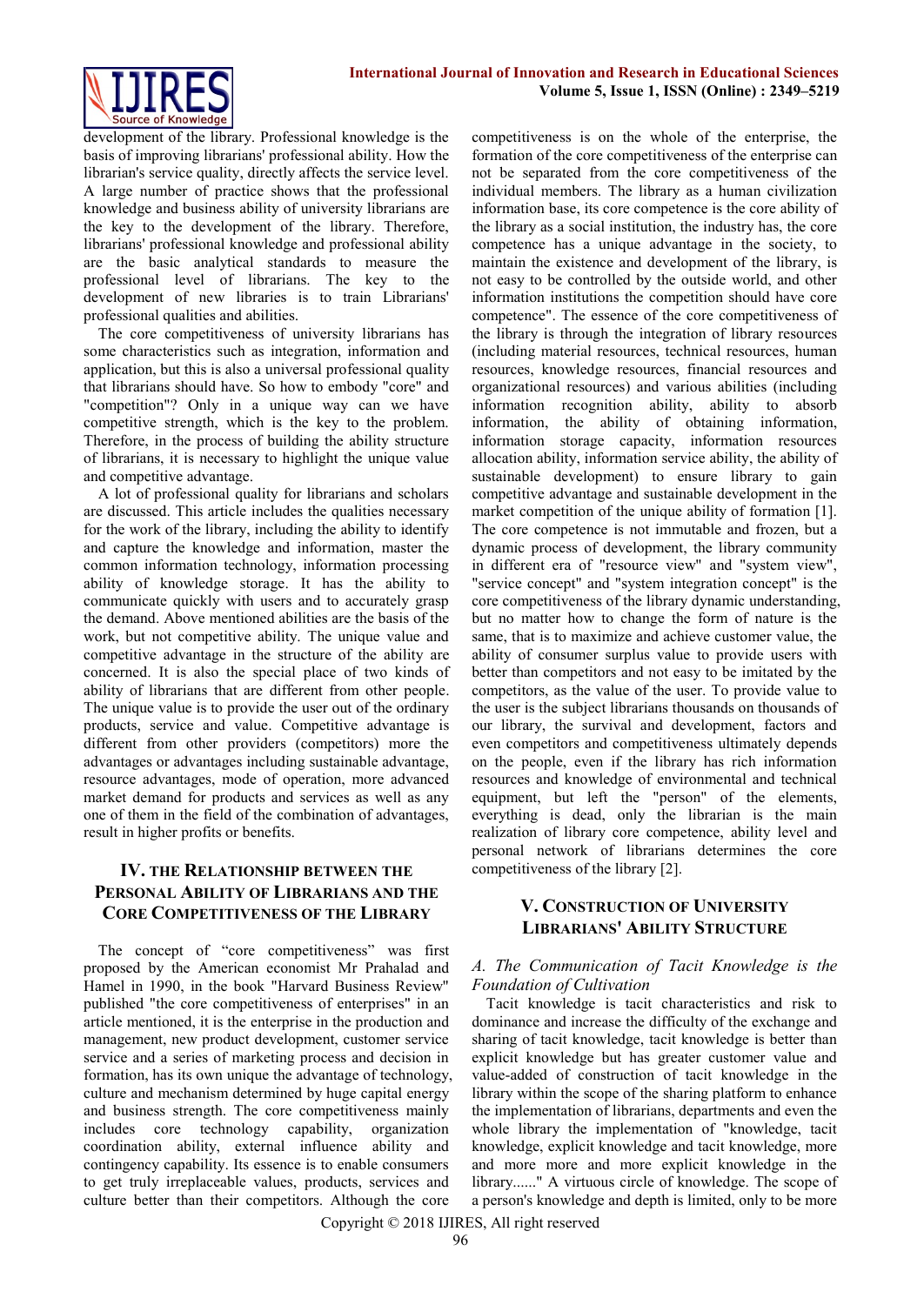development of the library. Professional knowledge is the basis of improving librarians' professional ability. How the librarian's service quality, directly affects the service level. A large number of practice shows that the professional knowledge and business ability of university librarians are the key to the development of the library. Therefore, librarians' professional knowledge and professional ability are the basic analytical standards to measure the professional level of librarians. The key to the development of new libraries is to train Librarians' professional qualities and abilities.

The core competitiveness of university librarians has some characteristics such as integration, information and application, but this is also a universal professional quality that librarians should have. So how to embody "core" and "competition"? Only in a unique way can we have competitive strength, which is the key to the problem. Therefore, in the process of building the ability structure of librarians, it is necessary to highlight the unique value and competitive advantage.

A lot of professional quality for librarians and scholars are discussed. This article includes the qualities necessary for the work of the library, including the ability to identify and capture the knowledge and information, master the common information technology, information processing ability of knowledge storage. It has the ability to communicate quickly with users and to accurately grasp the demand. Above mentioned abilities are the basis of the work, but not competitive ability. The unique value and competitive advantage in the structure of the ability are concerned. It is also the special place of two kinds of ability of librarians that are different from other people. The unique value is to provide the user out of the ordinary products, service and value. Competitive advantage is different from other providers (competitors) more the advantages or advantages including sustainable advantage, resource advantages, mode of operation, more advanced market demand for products and services as well as any one of them in the field of the combination of advantages, result in higher profits or benefits.

## IV. The Relationship between the Personal Ability of Librarians and the Core Competitiveness of the Library

The concept of “core competitiveness” was first proposed by the American economist Mr Prahalad and Hamel in 1990, in the book "Harvard Business Review" published "the core competitiveness of enterprises" in an article mentioned, it is the enterprise in the production and management, new product development, customer service service and a series of marketing process and decision in formation, has its own unique the advantage of technology, culture and mechanism determined by huge capital energy and business strength. The core competitiveness mainly includes core technology capability, organization coordination ability, external influence ability and contingency capability. Its essence is to enable consumers to get truly irreplaceable values, products, services and culture better than their competitors. Although the core competitiveness is on the whole of the enterprise, the formation of the core competitiveness of the enterprise can not be separated from the core competitiveness of the individual members. The library as a human civilization information base, its core competence is the core ability of the library as a social institution, the industry has, the core competence has a unique advantage in the society, to maintain the existence and development of the library, is not easy to be controlled by the outside world, and other information institutions the competition should have core competence". The essence of the core competitiveness of the library is through the integration of library resources (including material resources, technical resources, human resources, knowledge resources, financial resources and organizational resources) and various abilities (including information recognition ability, ability to absorb information, the ability of obtaining information, information storage capacity, information resources allocation ability, information service ability, the ability of sustainable development) to ensure library to gain competitive advantage and sustainable development in the market competition of the unique ability of formation [1]. The core competence is not immutable and frozen, but a dynamic process of development, the library community in different era of "resource view" and "system view", "service concept" and "system integration concept" is the core competitiveness of the library dynamic understanding, but no matter how to change the form of nature is the same, that is to maximize and achieve customer value, the ability of consumer surplus value to provide users with better than competitors and not easy to be imitated by the competitors, as the value of the user. To provide value to the user is the subject librarians thousands on thousands of our library, the survival and development, factors and even competitors and competitiveness ultimately depends on the people, even if the library has rich information resources and knowledge of environmental and technical equipment, but left the "person" of the elements, everything is dead, only the librarian is the main realization of library core competence, ability level and personal network of librarians determines the core competitiveness of the library [2].

## V. Construction of University Librarians' Ability Structure

### *A. The Communication of Tacit Knowledge is the Foundation of Cultivation*

Tacit knowledge is tacit characteristics and risk to dominance and increase the difficulty of the exchange and sharing of tacit knowledge, tacit knowledge is better than explicit knowledge but has greater customer value and value-added of construction of tacit knowledge in the library within the scope of the sharing platform to enhance the implementation of librarians, departments and even the whole library the implementation of "knowledge, tacit knowledge, explicit knowledge and tacit knowledge, more and more more and more explicit knowledge in the library......" A virtuous circle of knowledge. The scope of a person's knowledge and depth is limited, only to be more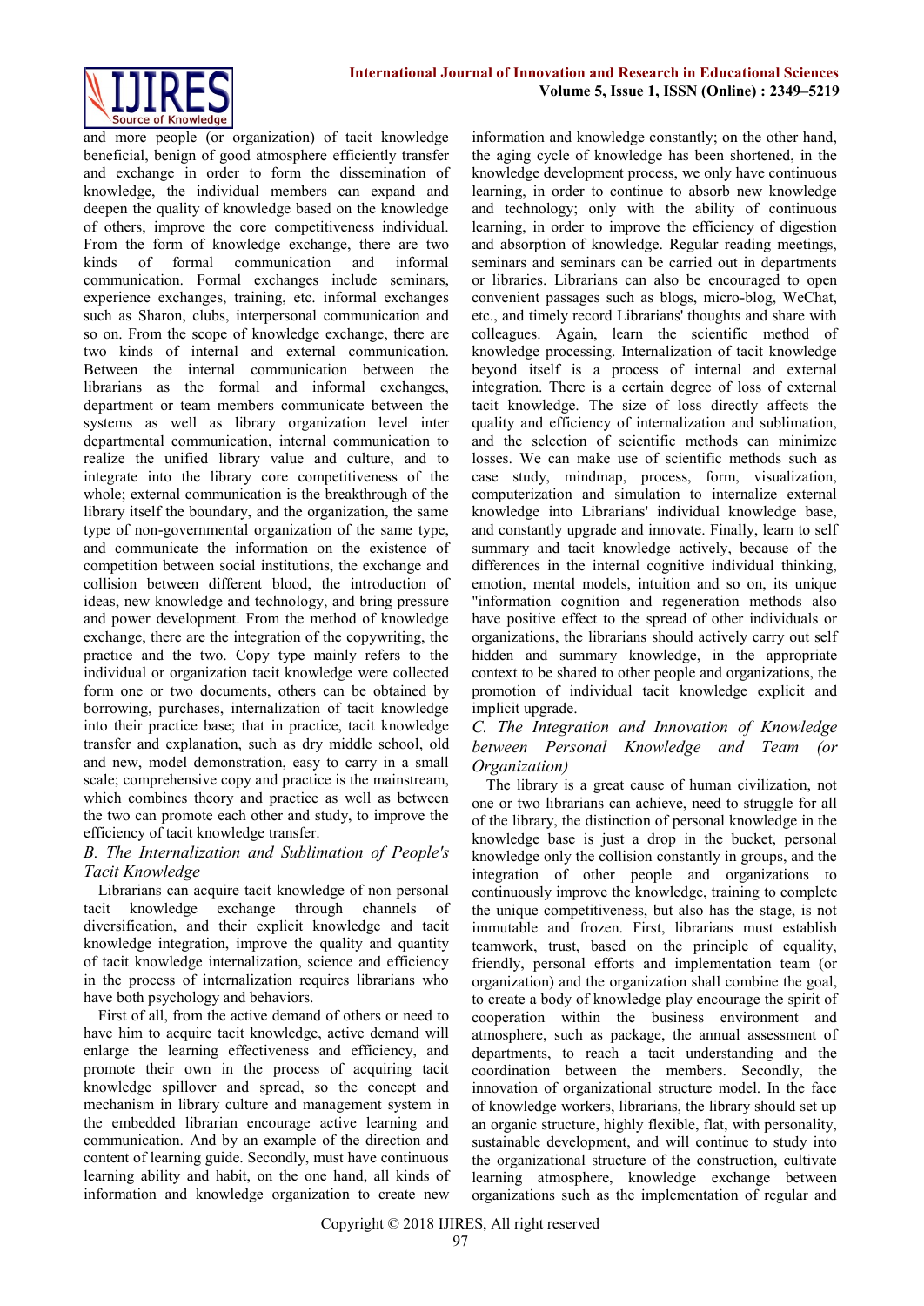and more people (or organization) of tacit knowledge beneficial, benign of good atmosphere efficiently transfer and exchange in order to form the dissemination of knowledge, the individual members can expand and deepen the quality of knowledge based on the knowledge of others, improve the core competitiveness individual. From the form of knowledge exchange, there are two kinds of formal communication and informal communication. Formal exchanges include seminars, experience exchanges, training, etc. informal exchanges such as Sharon, clubs, interpersonal communication and so on. From the scope of knowledge exchange, there are two kinds of internal and external communication. Between the internal communication between the librarians as the formal and informal exchanges, department or team members communicate between the systems as well as library organization level inter departmental communication, internal communication to realize the unified library value and culture, and to integrate into the library core competitiveness of the whole; external communication is the breakthrough of the library itself the boundary, and the organization, the same type of non-governmental organization of the same type, and communicate the information on the existence of competition between social institutions, the exchange and collision between different blood, the introduction of ideas, new knowledge and technology, and bring pressure and power development. From the method of knowledge exchange, there are the integration of the copywriting, the practice and the two. Copy type mainly refers to the individual or organization tacit knowledge were collected form one or two documents, others can be obtained by borrowing, purchases, internalization of tacit knowledge into their practice base; that in practice, tacit knowledge transfer and explanation, such as dry middle school, old and new, model demonstration, easy to carry in a small scale; comprehensive copy and practice is the mainstream, which combines theory and practice as well as between the two can promote each other and study, to improve the efficiency of tacit knowledge transfer.

### *B. The Internalization and Sublimation of People's Tacit Knowledge*

Librarians can acquire tacit knowledge of non personal tacit knowledge exchange through channels of diversification, and their explicit knowledge and tacit knowledge integration, improve the quality and quantity of tacit knowledge internalization, science and efficiency in the process of internalization requires librarians who have both psychology and behaviors.

First of all, from the active demand of others or need to have him to acquire tacit knowledge, active demand will enlarge the learning effectiveness and efficiency, and promote their own in the process of acquiring tacit knowledge spillover and spread, so the concept and mechanism in library culture and management system in the embedded librarian encourage active learning and communication. And by an example of the direction and content of learning guide. Secondly, must have continuous learning ability and habit, on the one hand, all kinds of information and knowledge organization to create new information and knowledge constantly; on the other hand, the aging cycle of knowledge has been shortened, in the knowledge development process, we only have continuous learning, in order to continue to absorb new knowledge and technology; only with the ability of continuous learning, in order to improve the efficiency of digestion and absorption of knowledge. Regular reading meetings, seminars and seminars can be carried out in departments or libraries. Librarians can also be encouraged to open convenient passages such as blogs, micro-blog, WeChat, etc., and timely record Librarians' thoughts and share with colleagues. Again, learn the scientific method of knowledge processing. Internalization of tacit knowledge beyond itself is a process of internal and external integration. There is a certain degree of loss of external tacit knowledge. The size of loss directly affects the quality and efficiency of internalization and sublimation, and the selection of scientific methods can minimize losses. We can make use of scientific methods such as case study, mindmap, process, form, visualization, computerization and simulation to internalize external knowledge into Librarians' individual knowledge base, and constantly upgrade and innovate. Finally, learn to self summary and tacit knowledge actively, because of the differences in the internal cognitive individual thinking, emotion, mental models, intuition and so on, its unique "information cognition and regeneration methods also have positive effect to the spread of other individuals or organizations, the librarians should actively carry out self hidden and summary knowledge, in the appropriate context to be shared to other people and organizations, the promotion of individual tacit knowledge explicit and implicit upgrade.

### *C. The Integration and Innovation of Knowledge between Personal Knowledge and Team (or Organization)*

The library is a great cause of human civilization, not one or two librarians can achieve, need to struggle for all of the library, the distinction of personal knowledge in the knowledge base is just a drop in the bucket, personal knowledge only the collision constantly in groups, and the integration of other people and organizations to continuously improve the knowledge, training to complete the unique competitiveness, but also has the stage, is not immutable and frozen. First, librarians must establish teamwork, trust, based on the principle of equality, friendly, personal efforts and implementation team (or organization) and the organization shall combine the goal, to create a body of knowledge play encourage the spirit of cooperation within the business environment and atmosphere, such as package, the annual assessment of departments, to reach a tacit understanding and the coordination between the members. Secondly, the innovation of organizational structure model. In the face of knowledge workers, librarians, the library should set up an organic structure, highly flexible, flat, with personality, sustainable development, and will continue to study into the organizational structure of the construction, cultivate learning atmosphere, knowledge exchange between organizations such as the implementation of regular and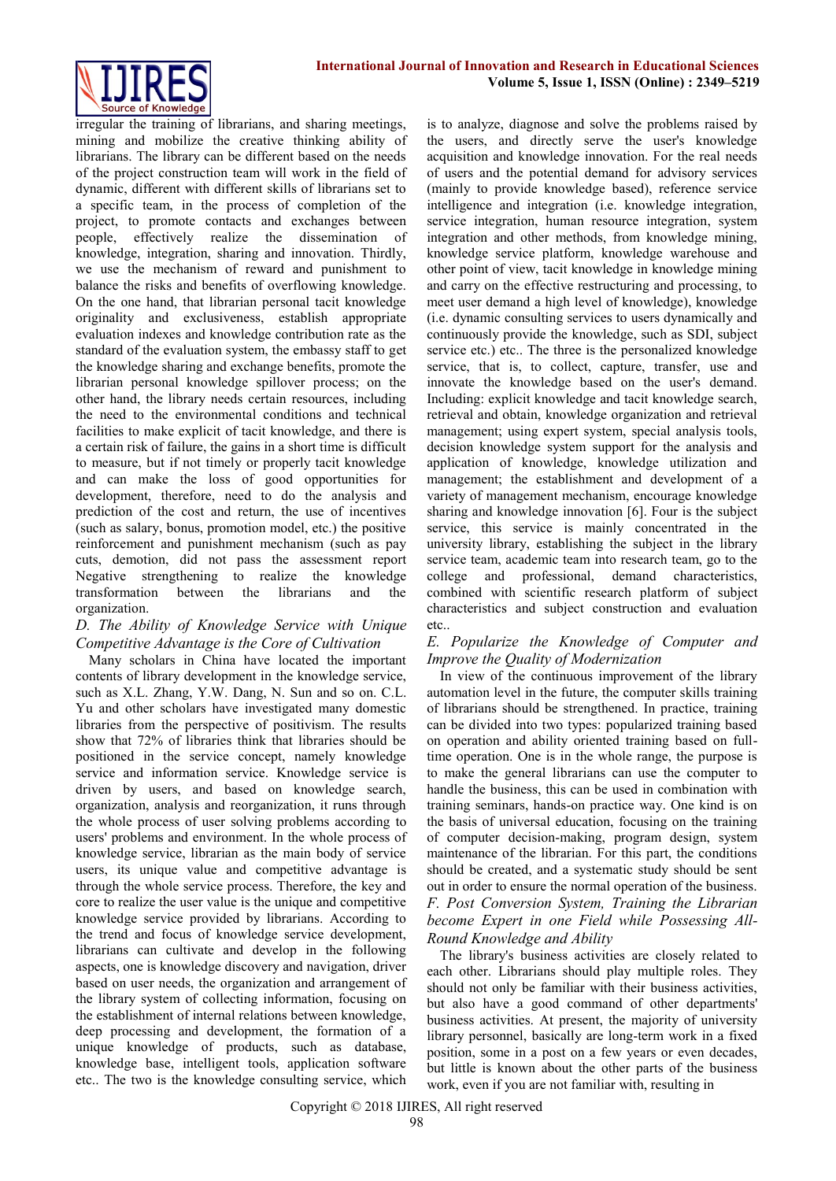irregular the training of librarians, and sharing meetings, mining and mobilize the creative thinking ability of librarians. The library can be different based on the needs of the project construction team will work in the field of dynamic, different with different skills of librarians set to a specific team, in the process of completion of the project, to promote contacts and exchanges between people, effectively realize the dissemination of knowledge, integration, sharing and innovation. Thirdly, we use the mechanism of reward and punishment to balance the risks and benefits of overflowing knowledge. On the one hand, that librarian personal tacit knowledge originality and exclusiveness, establish appropriate evaluation indexes and knowledge contribution rate as the standard of the evaluation system, the embassy staff to get the knowledge sharing and exchange benefits, promote the librarian personal knowledge spillover process; on the other hand, the library needs certain resources, including the need to the environmental conditions and technical facilities to make explicit of tacit knowledge, and there is a certain risk of failure, the gains in a short time is difficult to measure, but if not timely or properly tacit knowledge and can make the loss of good opportunities for development, therefore, need to do the analysis and prediction of the cost and return, the use of incentives (such as salary, bonus, promotion model, etc.) the positive reinforcement and punishment mechanism (such as pay cuts, demotion, did not pass the assessment report Negative strengthening to realize the knowledge transformation between the librarians and the organization.

### *D. The Ability of Knowledge Service with Unique Competitive Advantage is the Core of Cultivation*

Many scholars in China have located the important contents of library development in the knowledge service, such as X.L. Zhang, Y.W. Dang, N. Sun and so on. C.L. Yu and other scholars have investigated many domestic libraries from the perspective of positivism. The results show that 72% of libraries think that libraries should be positioned in the service concept, namely knowledge service and information service. Knowledge service is driven by users, and based on knowledge search, organization, analysis and reorganization, it runs through the whole process of user solving problems according to users' problems and environment. In the whole process of knowledge service, librarian as the main body of service users, its unique value and competitive advantage is through the whole service process. Therefore, the key and core to realize the user value is the unique and competitive knowledge service provided by librarians. According to the trend and focus of knowledge service development, librarians can cultivate and develop in the following aspects, one is knowledge discovery and navigation, driver based on user needs, the organization and arrangement of the library system of collecting information, focusing on the establishment of internal relations between knowledge, deep processing and development, the formation of a unique knowledge of products, such as database, knowledge base, intelligent tools, application software etc.. The two is the knowledge consulting service, which is to analyze, diagnose and solve the problems raised by the users, and directly serve the user's knowledge acquisition and knowledge innovation. For the real needs of users and the potential demand for advisory services (mainly to provide knowledge based), reference service intelligence and integration (i.e. knowledge integration, service integration, human resource integration, system integration and other methods, from knowledge mining, knowledge service platform, knowledge warehouse and other point of view, tacit knowledge in knowledge mining and carry on the effective restructuring and processing, to meet user demand a high level of knowledge), knowledge (i.e. dynamic consulting services to users dynamically and continuously provide the knowledge, such as SDI, subject service etc.) etc.. The three is the personalized knowledge service, that is, to collect, capture, transfer, use and innovate the knowledge based on the user's demand. Including: explicit knowledge and tacit knowledge search, retrieval and obtain, knowledge organization and retrieval management; using expert system, special analysis tools, decision knowledge system support for the analysis and application of knowledge, knowledge utilization and management; the establishment and development of a variety of management mechanism, encourage knowledge sharing and knowledge innovation [6]. Four is the subject service, this service is mainly concentrated in the university library, establishing the subject in the library service team, academic team into research team, go to the college and professional, demand characteristics, combined with scientific research platform of subject characteristics and subject construction and evaluation etc..

### *E. Popularize the Knowledge of Computer and Improve the Quality of Modernization*

In view of the continuous improvement of the library automation level in the future, the computer skills training of librarians should be strengthened. In practice, training can be divided into two types: popularized training based on operation and ability oriented training based on full-time operation. One is in the whole range, the purpose is to make the general librarians can use the computer to handle the business, this can be used in combination with training seminars, hands-on practice way. One kind is on the basis of universal education, focusing on the training of computer decision-making, program design, system maintenance of the librarian. For this part, the conditions should be created, and a systematic study should be sent out in order to ensure the normal operation of the business.

### *F. Post Conversion System, Training the Librarian become Expert in one Field while Possessing All-Round Knowledge and Ability*

The library's business activities are closely related to each other. Librarians should play multiple roles. They should not only be familiar with their business activities, but also have a good command of other departments' business activities. At present, the majority of university library personnel, basically are long-term work in a fixed position, some in a post on a few years or even decades, but little is known about the other parts of the business work, even if you are not familiar with, resulting in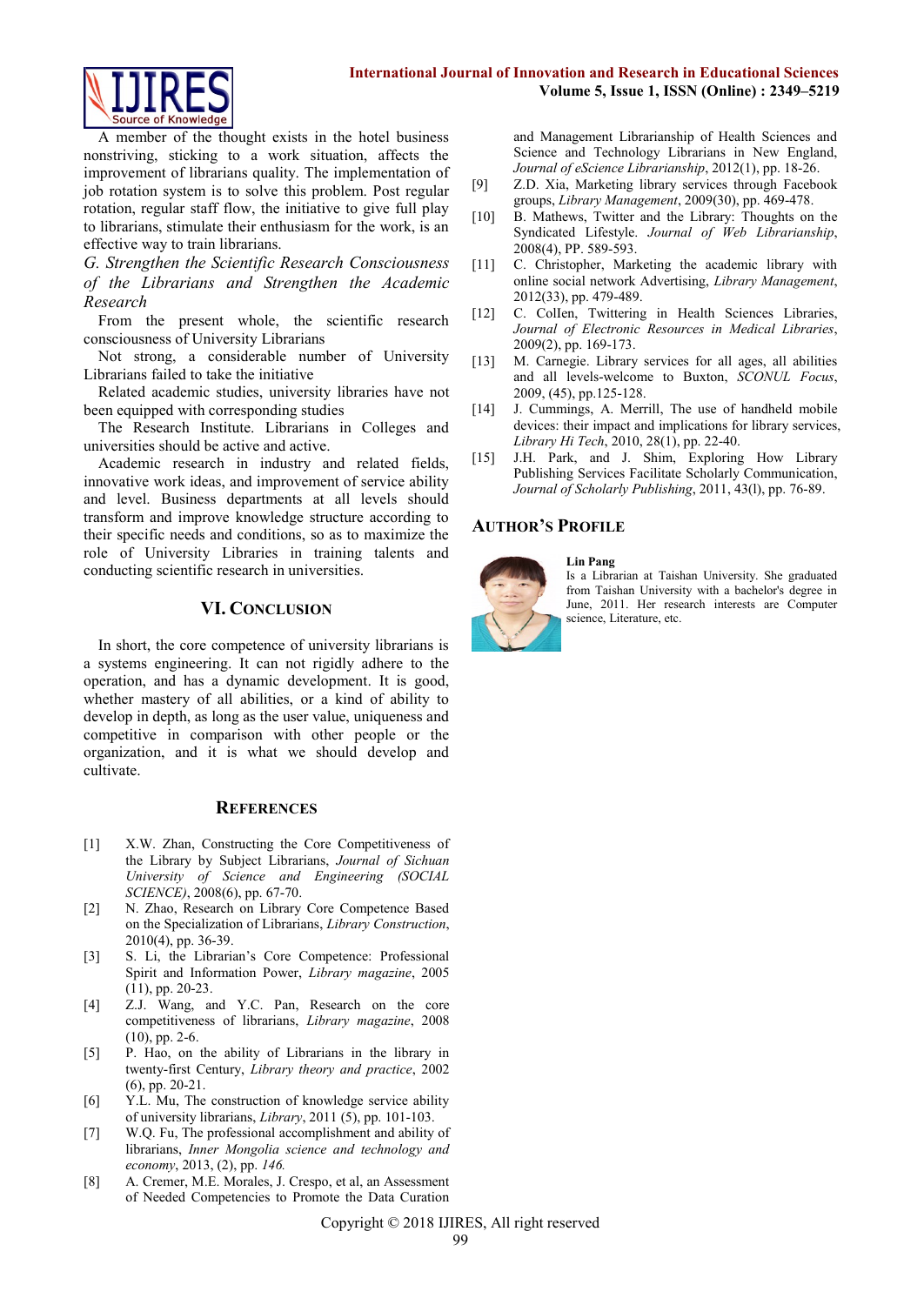A member of the thought exists in the hotel business nonstriving, sticking to a work situation, affects the improvement of librarians quality. The implementation of job rotation system is to solve this problem. Post regular rotation, regular staff flow, the initiative to give full play to librarians, stimulate their enthusiasm for the work, is an effective way to train librarians.

### *G. Strengthen the Scientific Research Consciousness of the Librarians and Strengthen the Academic Research*

From the present whole, the scientific research consciousness of University Librarians

Not strong, a considerable number of University Librarians failed to take the initiative

Related academic studies, university libraries have not been equipped with corresponding studies

The Research Institute. Librarians in Colleges and universities should be active and active.

Academic research in industry and related fields, innovative work ideas, and improvement of service ability and level. Business departments at all levels should transform and improve knowledge structure according to their specific needs and conditions, so as to maximize the role of University Libraries in training talents and conducting scientific research in universities.

## VI. Conclusion

In short, the core competence of university librarians is a systems engineering. It can not rigidly adhere to the operation, and has a dynamic development. It is good, whether mastery of all abilities, or a kind of ability to develop in depth, as long as the user value, uniqueness and competitive in comparison with other people or the organization, and it is what we should develop and cultivate.

## References

[1] X.W. Zhan, Constructing the Core Competitiveness of the Library by Subject Librarians, *Journal of Sichuan University of Science and Engineering (SOCIAL SCIENCE)*, 2008(6), pp. 67-70.

[2] N. Zhao, Research on Library Core Competence Based on the Specialization of Librarians, *Library Construction*, 2010(4), pp. 36-39.

[3] S. Li, the Librarian's Core Competence: Professional Spirit and Information Power, *Library magazine*, 2005 (11), pp. 20-23.

[4] Z.J. Wang, and Y.C. Pan, Research on the core competitiveness of librarians, *Library magazine*, 2008 (10), pp. 2-6.

[5] P. Hao, on the ability of Librarians in the library in twenty-first Century, *Library theory and practice*, 2002 (6), pp. 20-21.

[6] Y.L. Mu, The construction of knowledge service ability of university librarians, *Library*, 2011 (5), pp. 101-103.

[7] W.Q. Fu, The professional accomplishment and ability of librarians, *Inner Mongolia science and technology and economy*, 2013, (2), pp. *146.*

[8] A. Cremer, M.E. Morales, J. Crespo, et al, an Assessment of Needed Competencies to Promote the Data Curation and Management Librarianship of Health Sciences and Science and Technology Librarians in New England, *Journal of eScience Librarianship*, 2012(1), pp. 18-26.

[9] Z.D. Xia, Marketing library services through Facebook groups, *Library Management*, 2009(30), pp. 469-478.

[10] B. Mathews, Twitter and the Library: Thoughts on the Syndicated Lifestyle. *Journal of Web Librarianship*, 2008(4), PP. 589-593.

[11] C. Christopher, Marketing the academic library with online social network Advertising, *Library Management*, 2012(33), pp. 479-489.

[12] C. Collen, Twittering in Health Sciences Libraries, *Journal of Electronic Resources in Medical Libraries*, 2009(2), pp. 169-173.

[13] M. Carnegie. Library services for all ages, all abilities and all levels-welcome to Buxton, *SCONUL Focus*, 2009, (45), pp.125-128.

[14] J. Cummings, A. Merrill, The use of handheld mobile devices: their impact and implications for library services, *Library Hi Tech*, 2010, 28(1), pp. 22-40.

[15] J.H. Park, and J. Shim, Exploring How Library Publishing Services Facilitate Scholarly Communication, *Journal of Scholarly Publishing*, 2011, 43(l), pp. 76-89.

## Author's Profile

**Lin Pang**
Is a Librarian at Taishan University. She graduated from Taishan University with a bachelor's degree in June, 2011. Her research interests are Computer science, Literature, etc.